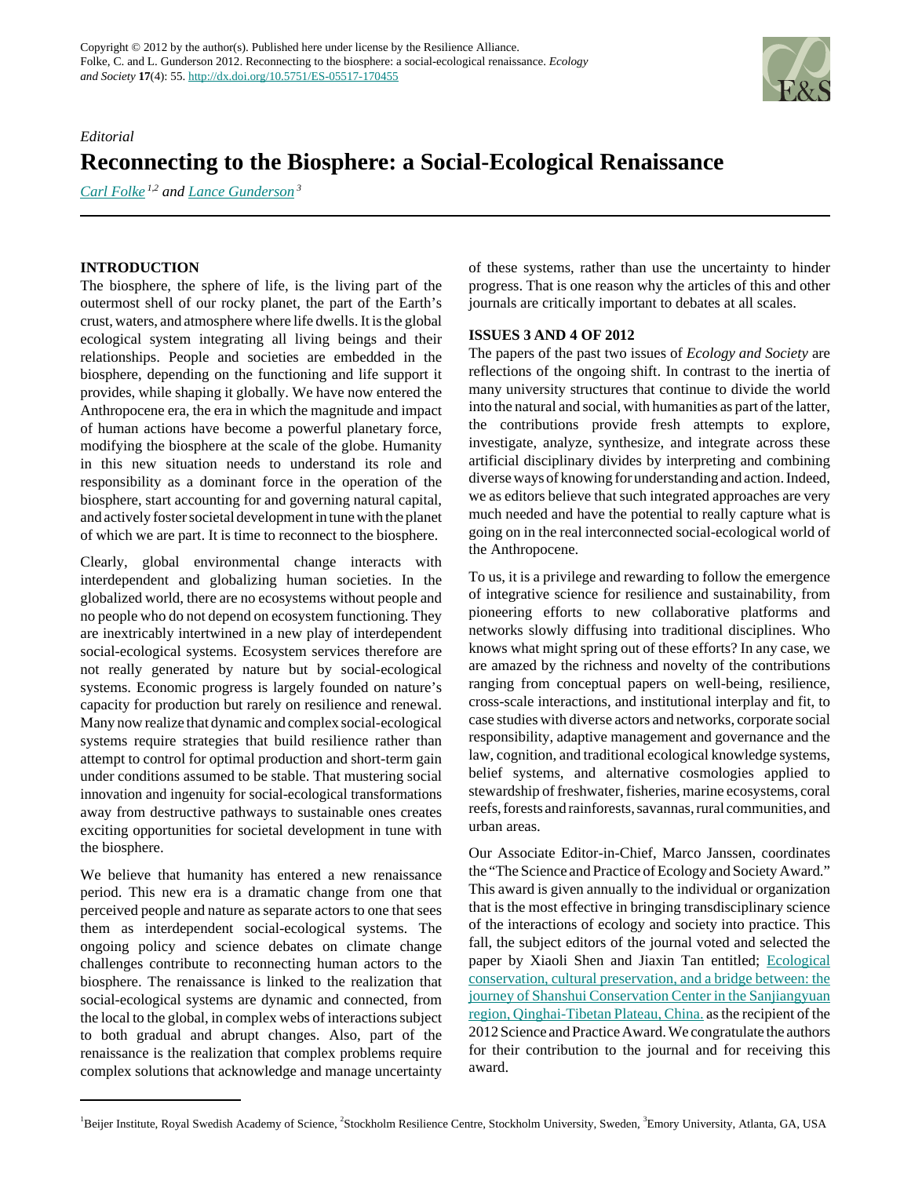Copyright © 2012 by the author(s). Published here under license by the Resilience Alliance.
Folke, C. and L. Gunderson 2012. Reconnecting to the biosphere: a social-ecological renaissance. *Ecology and Society* **17**(4): 55. http://dx.doi.org/10.5751/ES-05517-170455

*Editorial*

# Reconnecting to the Biosphere: a Social-Ecological Renaissance

*Carl Folke* [1,2] *and Lance Gunderson* [3]

## INTRODUCTION

The biosphere, the sphere of life, is the living part of the outermost shell of our rocky planet, the part of the Earth's crust, waters, and atmosphere where life dwells. It is the global ecological system integrating all living beings and their relationships. People and societies are embedded in the biosphere, depending on the functioning and life support it provides, while shaping it globally. We have now entered the Anthropocene era, the era in which the magnitude and impact of human actions have become a powerful planetary force, modifying the biosphere at the scale of the globe. Humanity in this new situation needs to understand its role and responsibility as a dominant force in the operation of the biosphere, start accounting for and governing natural capital, and actively foster societal development in tune with the planet of which we are part. It is time to reconnect to the biosphere.

Clearly, global environmental change interacts with interdependent and globalizing human societies. In the globalized world, there are no ecosystems without people and no people who do not depend on ecosystem functioning. They are inextricably intertwined in a new play of interdependent social-ecological systems. Ecosystem services therefore are not really generated by nature but by social-ecological systems. Economic progress is largely founded on nature's capacity for production but rarely on resilience and renewal. Many now realize that dynamic and complex social-ecological systems require strategies that build resilience rather than attempt to control for optimal production and short-term gain under conditions assumed to be stable. That mustering social innovation and ingenuity for social-ecological transformations away from destructive pathways to sustainable ones creates exciting opportunities for societal development in tune with the biosphere.

We believe that humanity has entered a new renaissance period. This new era is a dramatic change from one that perceived people and nature as separate actors to one that sees them as interdependent social-ecological systems. The ongoing policy and science debates on climate change challenges contribute to reconnecting human actors to the biosphere. The renaissance is linked to the realization that social-ecological systems are dynamic and connected, from the local to the global, in complex webs of interactions subject to both gradual and abrupt changes. Also, part of the renaissance is the realization that complex problems require complex solutions that acknowledge and manage uncertainty of these systems, rather than use the uncertainty to hinder progress. That is one reason why the articles of this and other journals are critically important to debates at all scales.

## ISSUES 3 AND 4 OF 2012

The papers of the past two issues of *Ecology and Society* are reflections of the ongoing shift. In contrast to the inertia of many university structures that continue to divide the world into the natural and social, with humanities as part of the latter, the contributions provide fresh attempts to explore, investigate, analyze, synthesize, and integrate across these artificial disciplinary divides by interpreting and combining diverse ways of knowing for understanding and action. Indeed, we as editors believe that such integrated approaches are very much needed and have the potential to really capture what is going on in the real interconnected social-ecological world of the Anthropocene.

To us, it is a privilege and rewarding to follow the emergence of integrative science for resilience and sustainability, from pioneering efforts to new collaborative platforms and networks slowly diffusing into traditional disciplines. Who knows what might spring out of these efforts? In any case, we are amazed by the richness and novelty of the contributions ranging from conceptual papers on well-being, resilience, cross-scale interactions, and institutional interplay and fit, to case studies with diverse actors and networks, corporate social responsibility, adaptive management and governance and the law, cognition, and traditional ecological knowledge systems, belief systems, and alternative cosmologies applied to stewardship of freshwater, fisheries, marine ecosystems, coral reefs, forests and rainforests, savannas, rural communities, and urban areas.

Our Associate Editor-in-Chief, Marco Janssen, coordinates the "The Science and Practice of Ecology and Society Award." This award is given annually to the individual or organization that is the most effective in bringing transdisciplinary science of the interactions of ecology and society into practice. This fall, the subject editors of the journal voted and selected the paper by Xiaoli Shen and Jiaxin Tan entitled; Ecological conservation, cultural preservation, and a bridge between: the journey of Shanshui Conservation Center in the Sanjiangyuan region, Qinghai-Tibetan Plateau, China. as the recipient of the 2012 Science and Practice Award. We congratulate the authors for their contribution to the journal and for receiving this award.

---

[1]Beijer Institute, Royal Swedish Academy of Science, [2]Stockholm Resilience Centre, Stockholm University, Sweden, [3]Emory University, Atlanta, GA, USA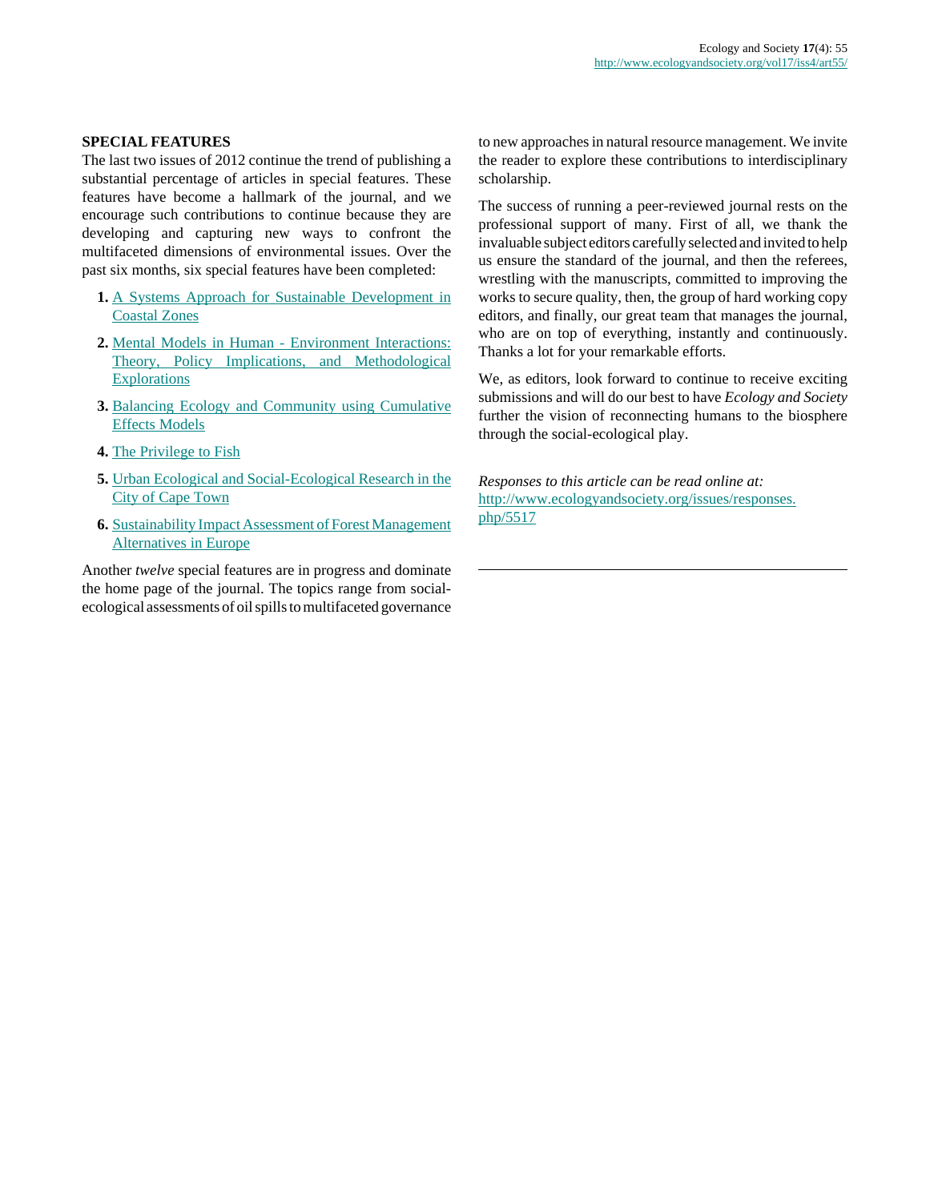**SPECIAL FEATURES**

The last two issues of 2012 continue the trend of publishing a substantial percentage of articles in special features. These features have become a hallmark of the journal, and we encourage such contributions to continue because they are developing and capturing new ways to confront the multifaceted dimensions of environmental issues. Over the past six months, six special features have been completed:

1. A Systems Approach for Sustainable Development in Coastal Zones
2. Mental Models in Human - Environment Interactions: Theory, Policy Implications, and Methodological Explorations
3. Balancing Ecology and Community using Cumulative Effects Models
4. The Privilege to Fish
5. Urban Ecological and Social-Ecological Research in the City of Cape Town
6. Sustainability Impact Assessment of Forest Management Alternatives in Europe

Another *twelve* special features are in progress and dominate the home page of the journal. The topics range from social-ecological assessments of oil spills to multifaceted governance to new approaches in natural resource management. We invite the reader to explore these contributions to interdisciplinary scholarship.

The success of running a peer-reviewed journal rests on the professional support of many. First of all, we thank the invaluable subject editors carefully selected and invited to help us ensure the standard of the journal, and then the referees, wrestling with the manuscripts, committed to improving the works to secure quality, then, the group of hard working copy editors, and finally, our great team that manages the journal, who are on top of everything, instantly and continuously. Thanks a lot for your remarkable efforts.

We, as editors, look forward to continue to receive exciting submissions and will do our best to have *Ecology and Society* further the vision of reconnecting humans to the biosphere through the social-ecological play.

*Responses to this article can be read online at:*
http://www.ecologyandsociety.org/issues/responses.php/5517